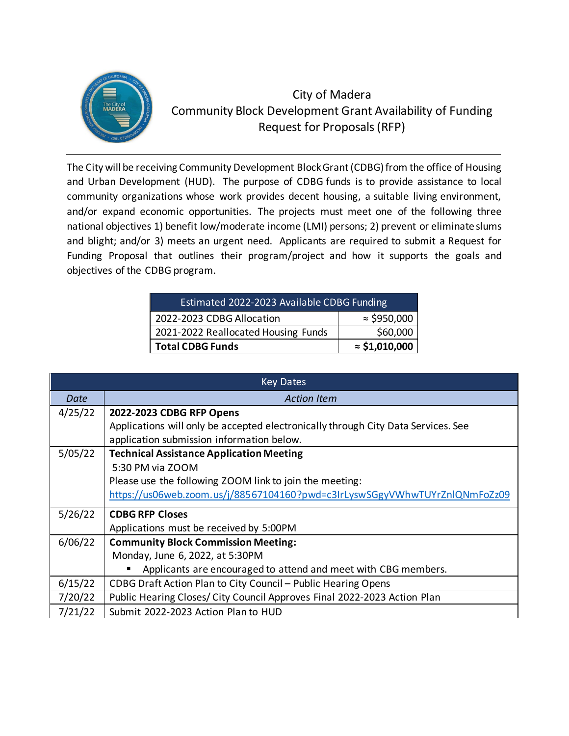# City of Madera
## Community Block Development Grant Availability of Funding Request for Proposals (RFP)

---

The City will be receiving Community Development Block Grant (CDBG) from the office of Housing and Urban Development (HUD). The purpose of CDBG funds is to provide assistance to local community organizations whose work provides decent housing, a suitable living environment, and/or expand economic opportunities. The projects must meet one of the following three national objectives 1) benefit low/moderate income (LMI) persons; 2) prevent or eliminate slums and blight; and/or 3) meets an urgent need. Applicants are required to submit a Request for Funding Proposal that outlines their program/project and how it supports the goals and objectives of the CDBG program.

| Estimated 2022-2023 Available CDBG Funding | |
|---|---|
| 2022-2023 CDBG Allocation | ≈ $950,000 |
| 2021-2022 Reallocated Housing Funds | $60,000 |
| **Total CDBG Funds** | **≈ $1,010,000** |

| Key Dates | |
|---|---|
| *Date* | *Action Item* |
| 4/25/22 | **2022-2023 CDBG RFP Opens**<br>Applications will only be accepted electronically through City Data Services. See application submission information below. |
| 5/05/22 | **Technical Assistance Application Meeting**<br>5:30 PM via ZOOM<br>Please use the following ZOOM link to join the meeting:<br>https://us06web.zoom.us/j/88567104160?pwd=c3IrLyswSGgyVWhwTUYrZnlQNmFoZz09 |
| 5/26/22 | **CDBG RFP Closes**<br>Applications must be received by 5:00PM |
| 6/06/22 | **Community Block Commission Meeting:**<br>Monday, June 6, 2022, at 5:30PM<br>▪ Applicants are encouraged to attend and meet with CBG members. |
| 6/15/22 | CDBG Draft Action Plan to City Council – Public Hearing Opens |
| 7/20/22 | Public Hearing Closes/ City Council Approves Final 2022-2023 Action Plan |
| 7/21/22 | Submit 2022-2023 Action Plan to HUD |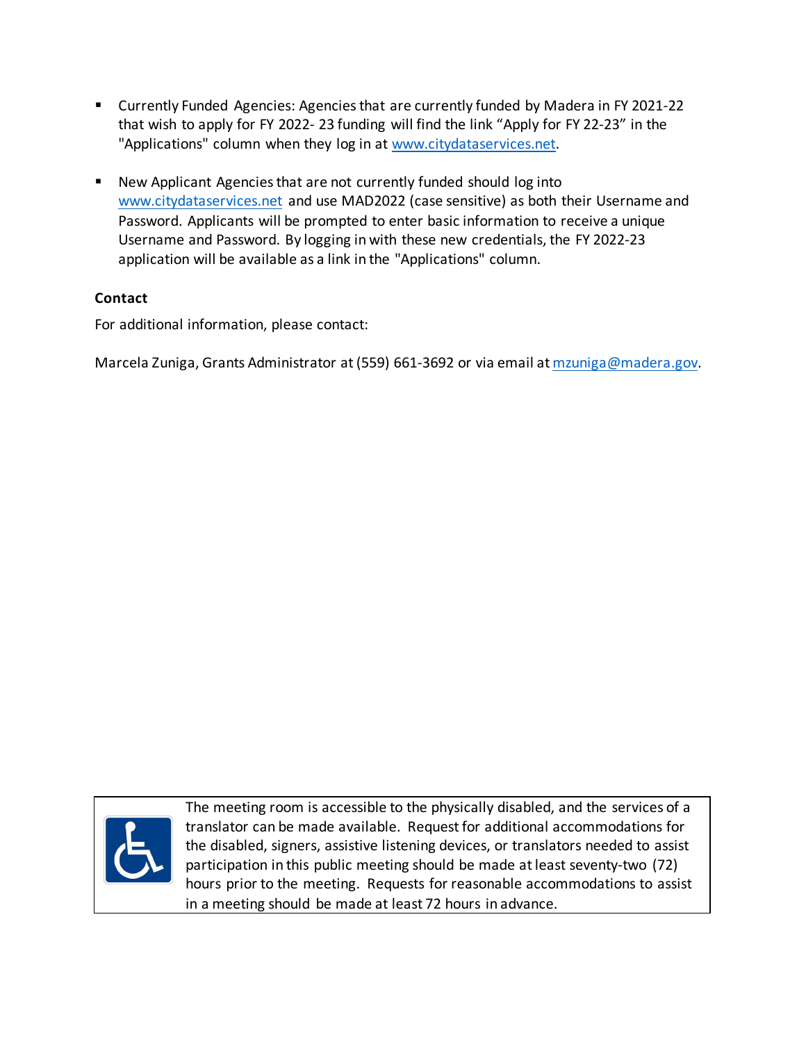- Currently Funded Agencies: Agencies that are currently funded by Madera in FY 2021-22 that wish to apply for FY 2022- 23 funding will find the link "Apply for FY 22-23" in the "Applications" column when they log in at www.citydataservices.net.

- New Applicant Agencies that are not currently funded should log into www.citydataservices.net and use MAD2022 (case sensitive) as both their Username and Password. Applicants will be prompted to enter basic information to receive a unique Username and Password. By logging in with these new credentials, the FY 2022-23 application will be available as a link in the "Applications" column.

**Contact**

For additional information, please contact:

Marcela Zuniga, Grants Administrator at (559) 661-3692 or via email at mzuniga@madera.gov.

The meeting room is accessible to the physically disabled, and the services of a translator can be made available. Request for additional accommodations for the disabled, signers, assistive listening devices, or translators needed to assist participation in this public meeting should be made at least seventy-two (72) hours prior to the meeting. Requests for reasonable accommodations to assist in a meeting should be made at least 72 hours in advance.